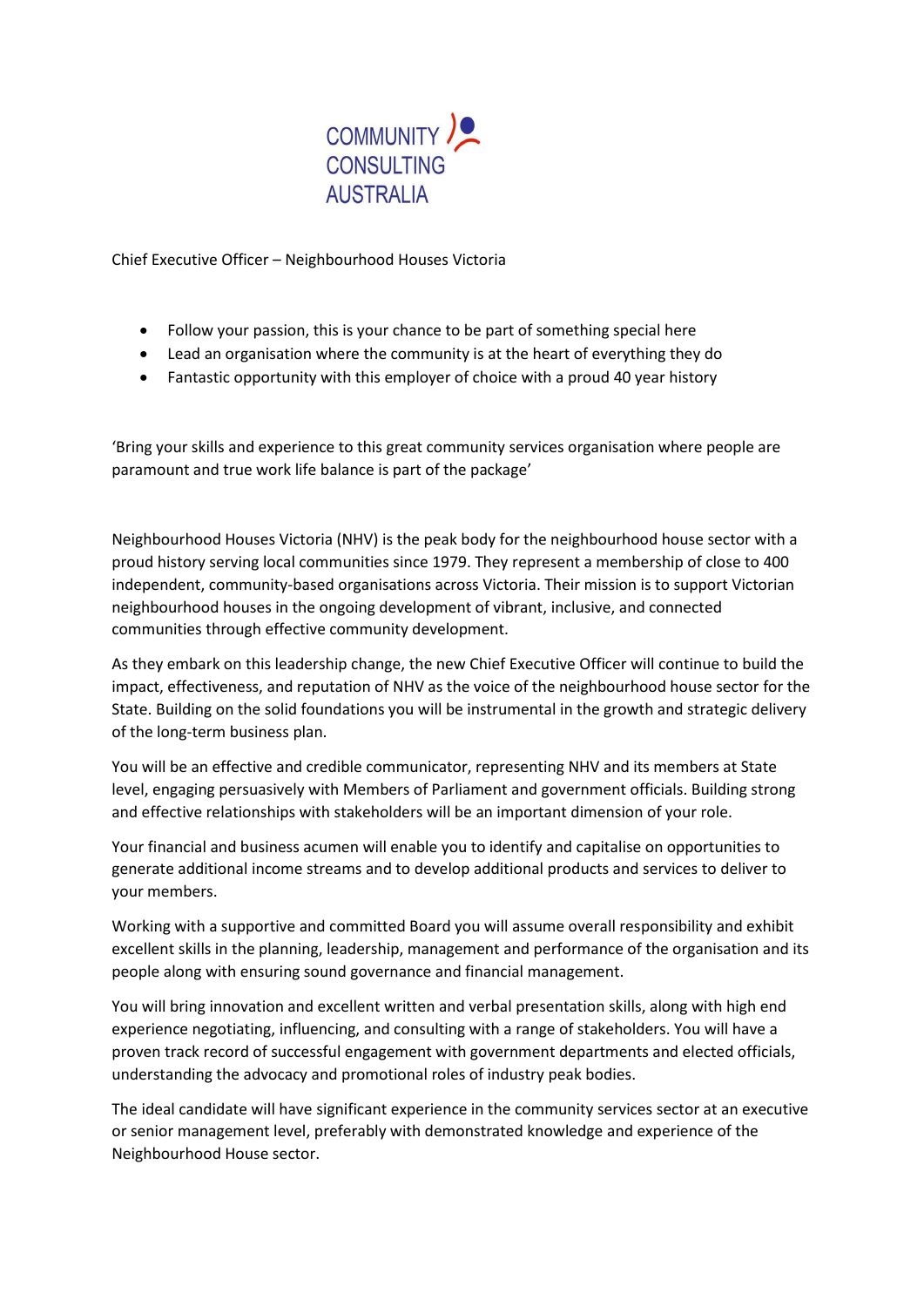COMMUNITY CONSULTING AUSTRALIA

Chief Executive Officer – Neighbourhood Houses Victoria

- Follow your passion, this is your chance to be part of something special here
- Lead an organisation where the community is at the heart of everything they do
- Fantastic opportunity with this employer of choice with a proud 40 year history

'Bring your skills and experience to this great community services organisation where people are paramount and true work life balance is part of the package'

Neighbourhood Houses Victoria (NHV) is the peak body for the neighbourhood house sector with a proud history serving local communities since 1979. They represent a membership of close to 400 independent, community-based organisations across Victoria. Their mission is to support Victorian neighbourhood houses in the ongoing development of vibrant, inclusive, and connected communities through effective community development.

As they embark on this leadership change, the new Chief Executive Officer will continue to build the impact, effectiveness, and reputation of NHV as the voice of the neighbourhood house sector for the State. Building on the solid foundations you will be instrumental in the growth and strategic delivery of the long-term business plan.

You will be an effective and credible communicator, representing NHV and its members at State level, engaging persuasively with Members of Parliament and government officials. Building strong and effective relationships with stakeholders will be an important dimension of your role.

Your financial and business acumen will enable you to identify and capitalise on opportunities to generate additional income streams and to develop additional products and services to deliver to your members.

Working with a supportive and committed Board you will assume overall responsibility and exhibit excellent skills in the planning, leadership, management and performance of the organisation and its people along with ensuring sound governance and financial management.

You will bring innovation and excellent written and verbal presentation skills, along with high end experience negotiating, influencing, and consulting with a range of stakeholders. You will have a proven track record of successful engagement with government departments and elected officials, understanding the advocacy and promotional roles of industry peak bodies.

The ideal candidate will have significant experience in the community services sector at an executive or senior management level, preferably with demonstrated knowledge and experience of the Neighbourhood House sector.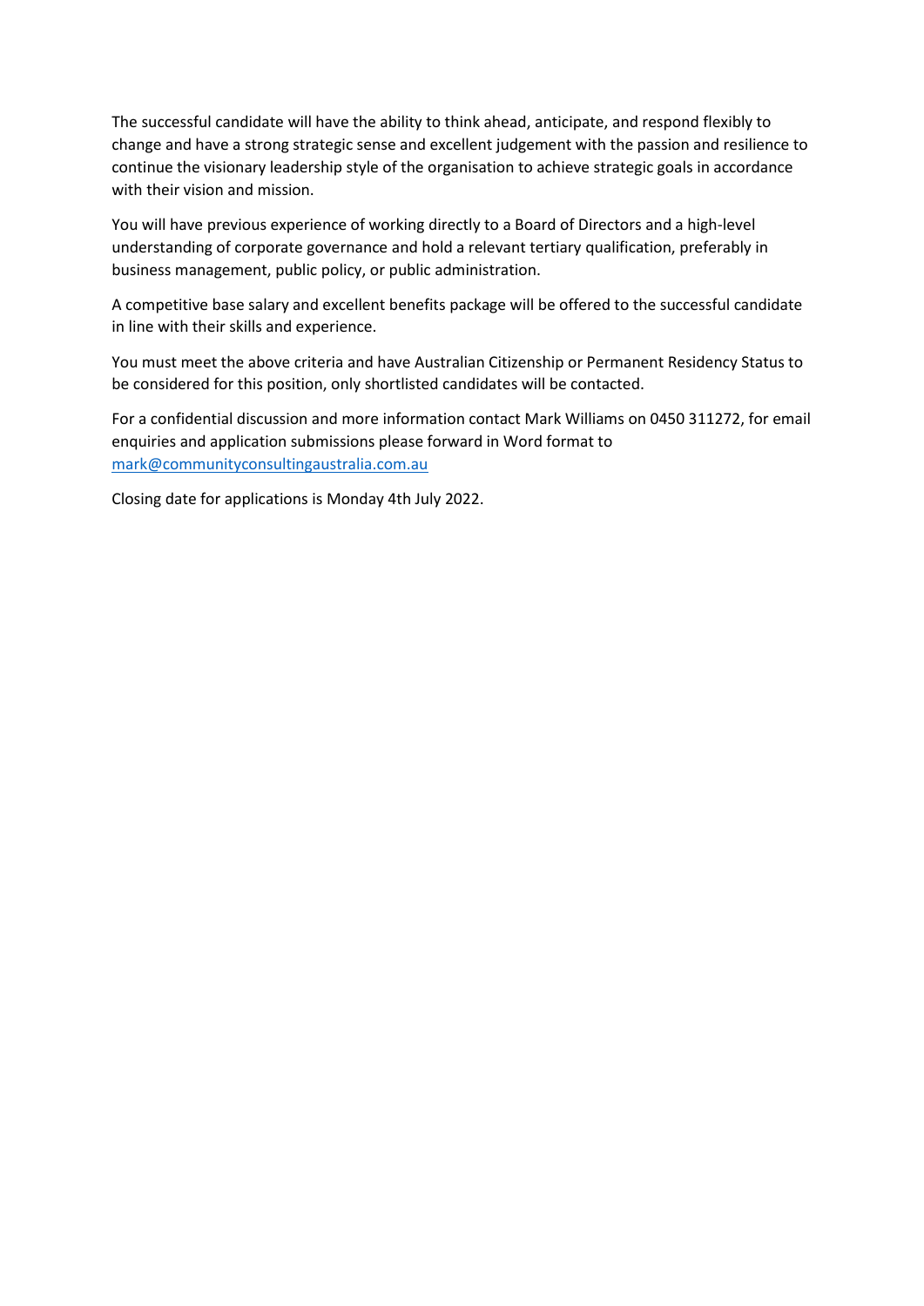The successful candidate will have the ability to think ahead, anticipate, and respond flexibly to change and have a strong strategic sense and excellent judgement with the passion and resilience to continue the visionary leadership style of the organisation to achieve strategic goals in accordance with their vision and mission.

You will have previous experience of working directly to a Board of Directors and a high-level understanding of corporate governance and hold a relevant tertiary qualification, preferably in business management, public policy, or public administration.

A competitive base salary and excellent benefits package will be offered to the successful candidate in line with their skills and experience.

You must meet the above criteria and have Australian Citizenship or Permanent Residency Status to be considered for this position, only shortlisted candidates will be contacted.

For a confidential discussion and more information contact Mark Williams on 0450 311272, for email enquiries and application submissions please forward in Word format to [mark@communityconsultingaustralia.com.au](mailto:mark@communityconsultingaustralia.com.au)

Closing date for applications is Monday 4th July 2022.